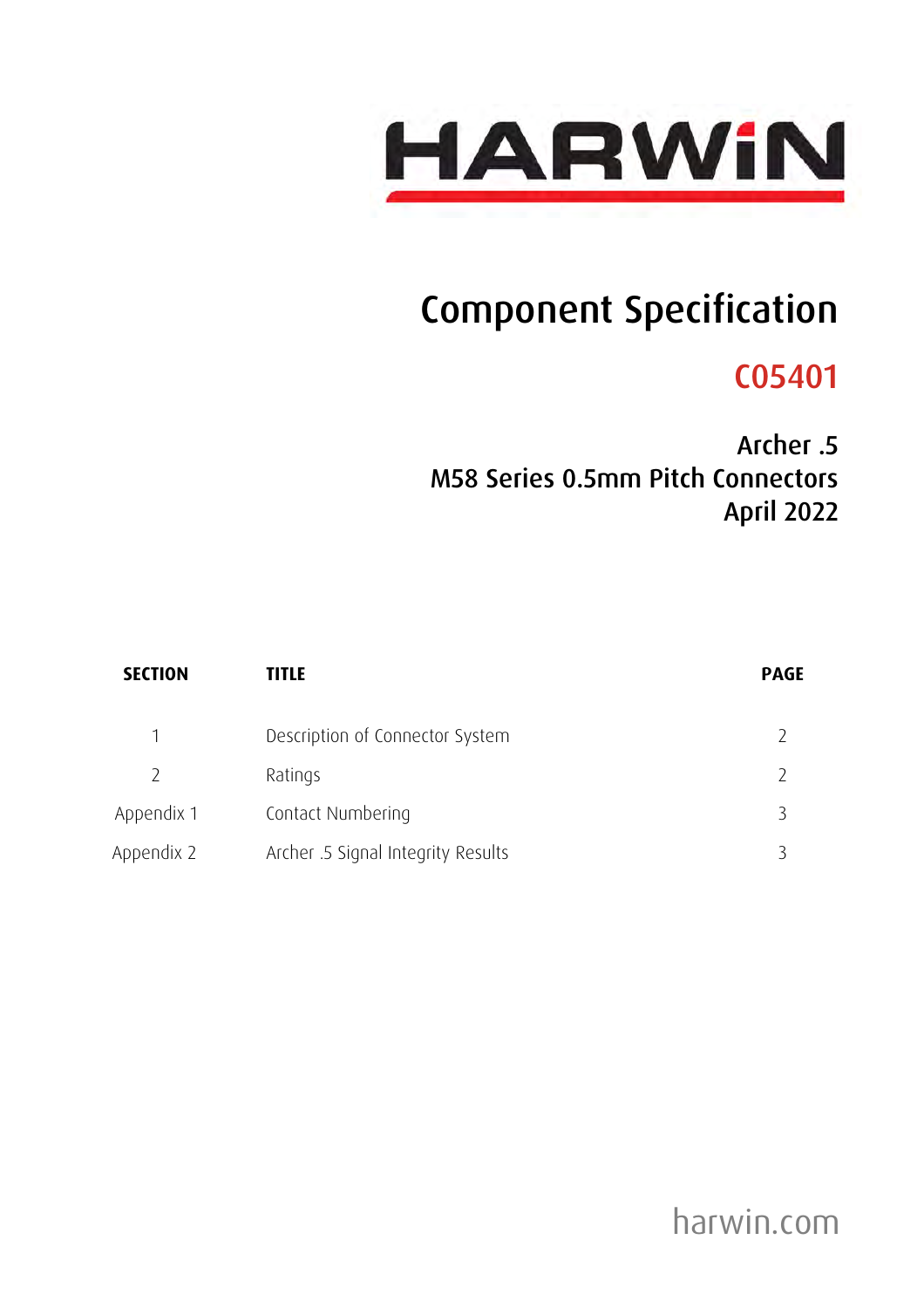HARWIN

# Component Specification

## C05401

### Archer .5
### M58 Series 0.5mm Pitch Connectors
### April 2022

| SECTION | TITLE | PAGE |
|---|---|---|
| 1 | Description of Connector System | 2 |
| 2 | Ratings | 2 |
| Appendix 1 | Contact Numbering | 3 |
| Appendix 2 | Archer .5 Signal Integrity Results | 3 |

harwin.com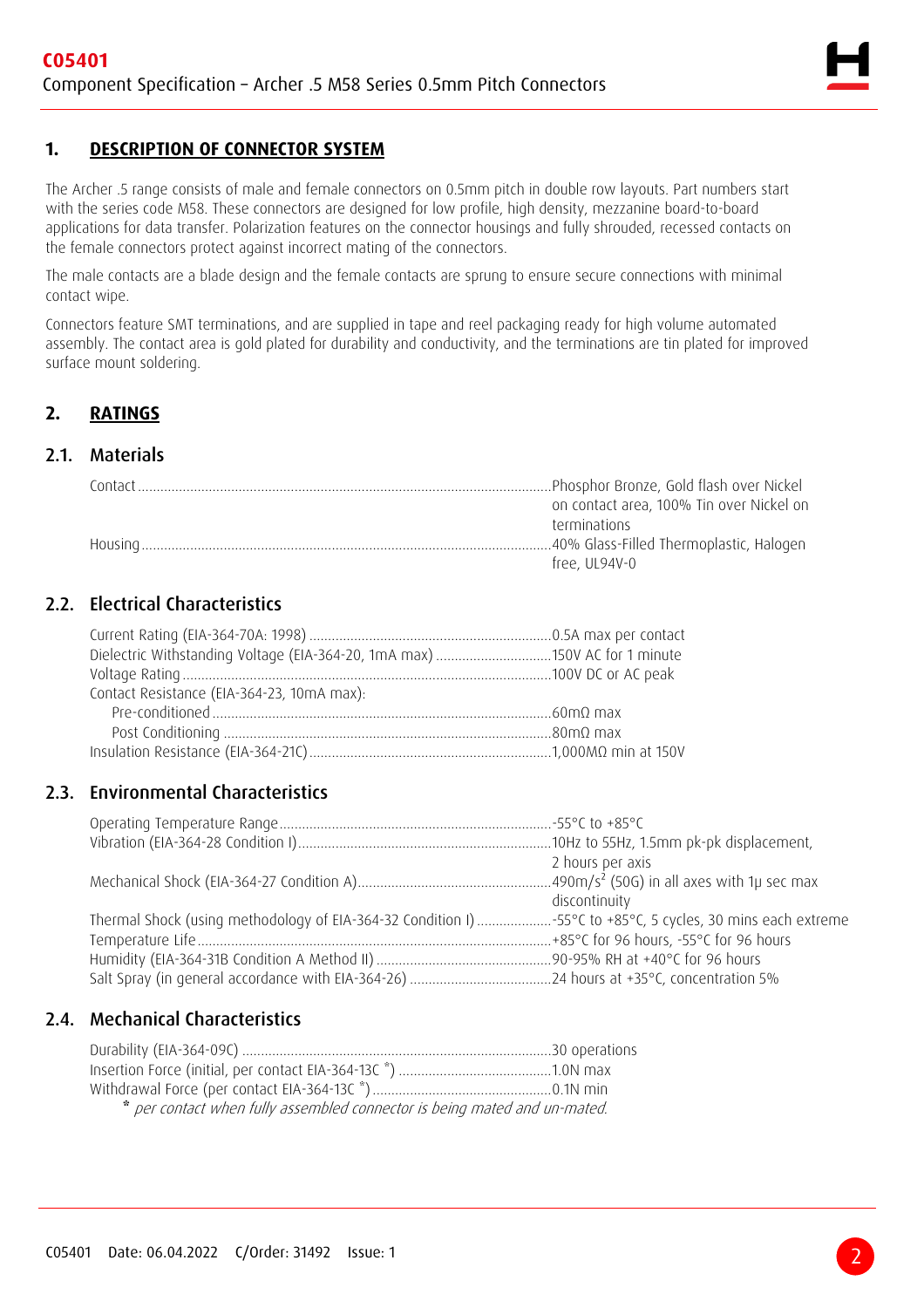## 1. DESCRIPTION OF CONNECTOR SYSTEM

The Archer .5 range consists of male and female connectors on 0.5mm pitch in double row layouts. Part numbers start with the series code M58. These connectors are designed for low profile, high density, mezzanine board-to-board applications for data transfer. Polarization features on the connector housings and fully shrouded, recessed contacts on the female connectors protect against incorrect mating of the connectors.

The male contacts are a blade design and the female contacts are sprung to ensure secure connections with minimal contact wipe.

Connectors feature SMT terminations, and are supplied in tape and reel packaging ready for high volume automated assembly. The contact area is gold plated for durability and conductivity, and the terminations are tin plated for improved surface mount soldering.

## 2. RATINGS

### 2.1. Materials

Contact ........ Phosphor Bronze, Gold flash over Nickel on contact area, 100% Tin over Nickel on terminations

Housing ........ 40% Glass-Filled Thermoplastic, Halogen free, UL94V-0

### 2.2. Electrical Characteristics

Current Rating (EIA-364-70A: 1998) ........ 0.5A max per contact

Dielectric Withstanding Voltage (EIA-364-20, 1mA max) ........ 150V AC for 1 minute

Voltage Rating ........ 100V DC or AC peak

Contact Resistance (EIA-364-23, 10mA max):

- Pre-conditioned ........ 60mΩ max
- Post Conditioning ........ 80mΩ max

Insulation Resistance (EIA-364-21C) ........ 1,000MΩ min at 150V

### 2.3. Environmental Characteristics

Operating Temperature Range ........ -55°C to +85°C

Vibration (EIA-364-28 Condition I) ........ 10Hz to 55Hz, 1.5mm pk-pk displacement, 2 hours per axis

Mechanical Shock (EIA-364-27 Condition A) ........ $490m/s^2$ (50G) in all axes with 1μ sec max discontinuity

Thermal Shock (using methodology of EIA-364-32 Condition I) ........ -55°C to +85°C, 5 cycles, 30 mins each extreme

Temperature Life ........ +85°C for 96 hours, -55°C for 96 hours

Humidity (EIA-364-31B Condition A Method II) ........ 90-95% RH at +40°C for 96 hours

Salt Spray (in general accordance with EIA-364-26) ........ 24 hours at +35°C, concentration 5%

### 2.4. Mechanical Characteristics

Durability (EIA-364-09C) ........ 30 operations

Insertion Force (initial, per contact EIA-364-13C *) ........ 1.0N max

Withdrawal Force (per contact EIA-364-13C *) ........ 0.1N min

**\*** *per contact when fully assembled connector is being mated and un-mated.*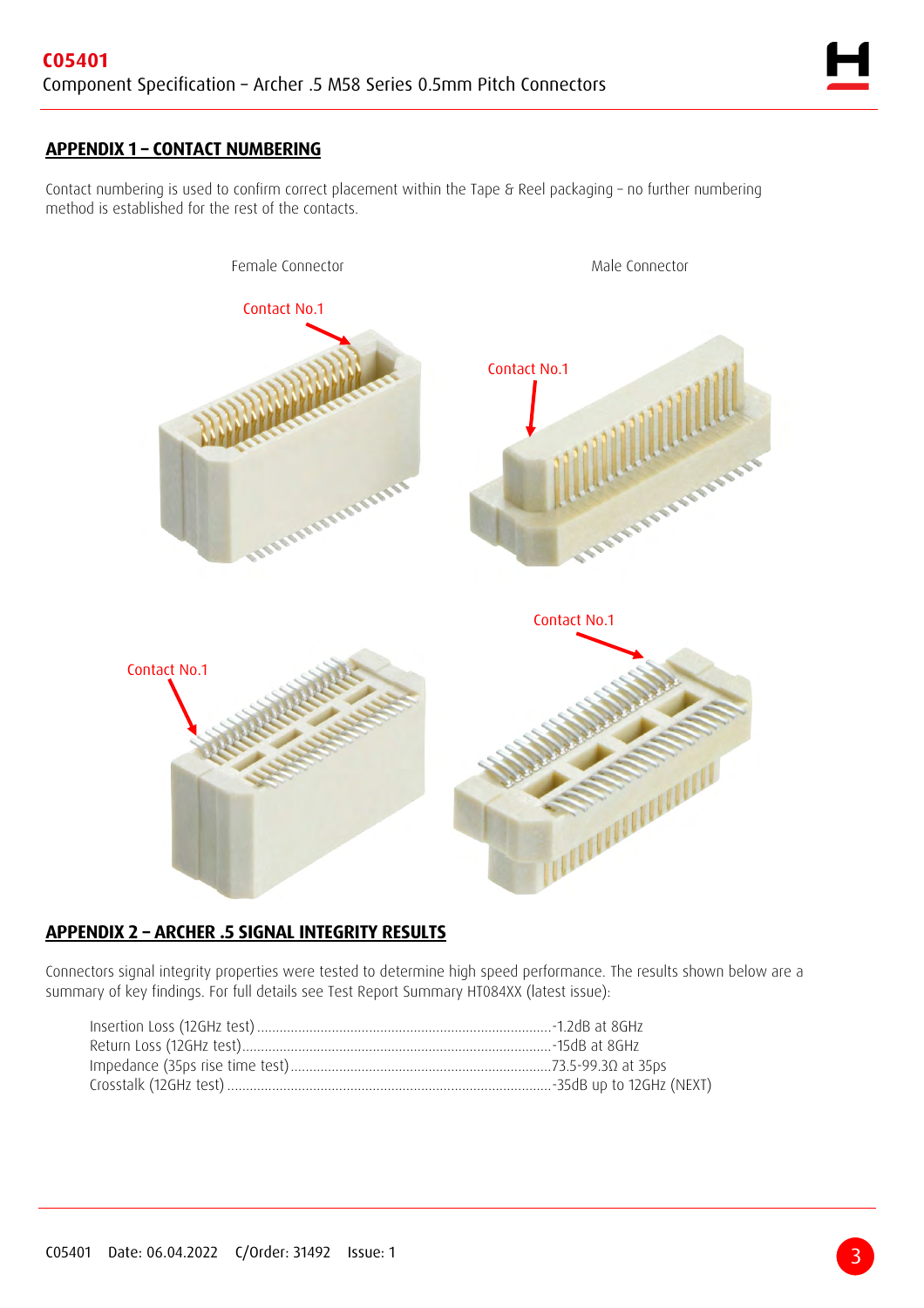## APPENDIX 1 – CONTACT NUMBERING

Contact numbering is used to confirm correct placement within the Tape & Reel packaging – no further numbering method is established for the rest of the contacts.

Female Connector

Male Connector

Contact No.1

Contact No.1

Contact No.1

Contact No.1

## APPENDIX 2 – ARCHER .5 SIGNAL INTEGRITY RESULTS

Connectors signal integrity properties were tested to determine high speed performance. The results shown below are a summary of key findings. For full details see Test Report Summary HT084XX (latest issue):

Insertion Loss (12GHz test) ................................................................ -1.2dB at 8GHz
Return Loss (12GHz test) .................................................................... -15dB at 8GHz
Impedance (35ps rise time test) ......................................................... 73.5-99.3Ω at 35ps
Crosstalk (12GHz test) ......................................................................... -35dB up to 12GHz (NEXT)